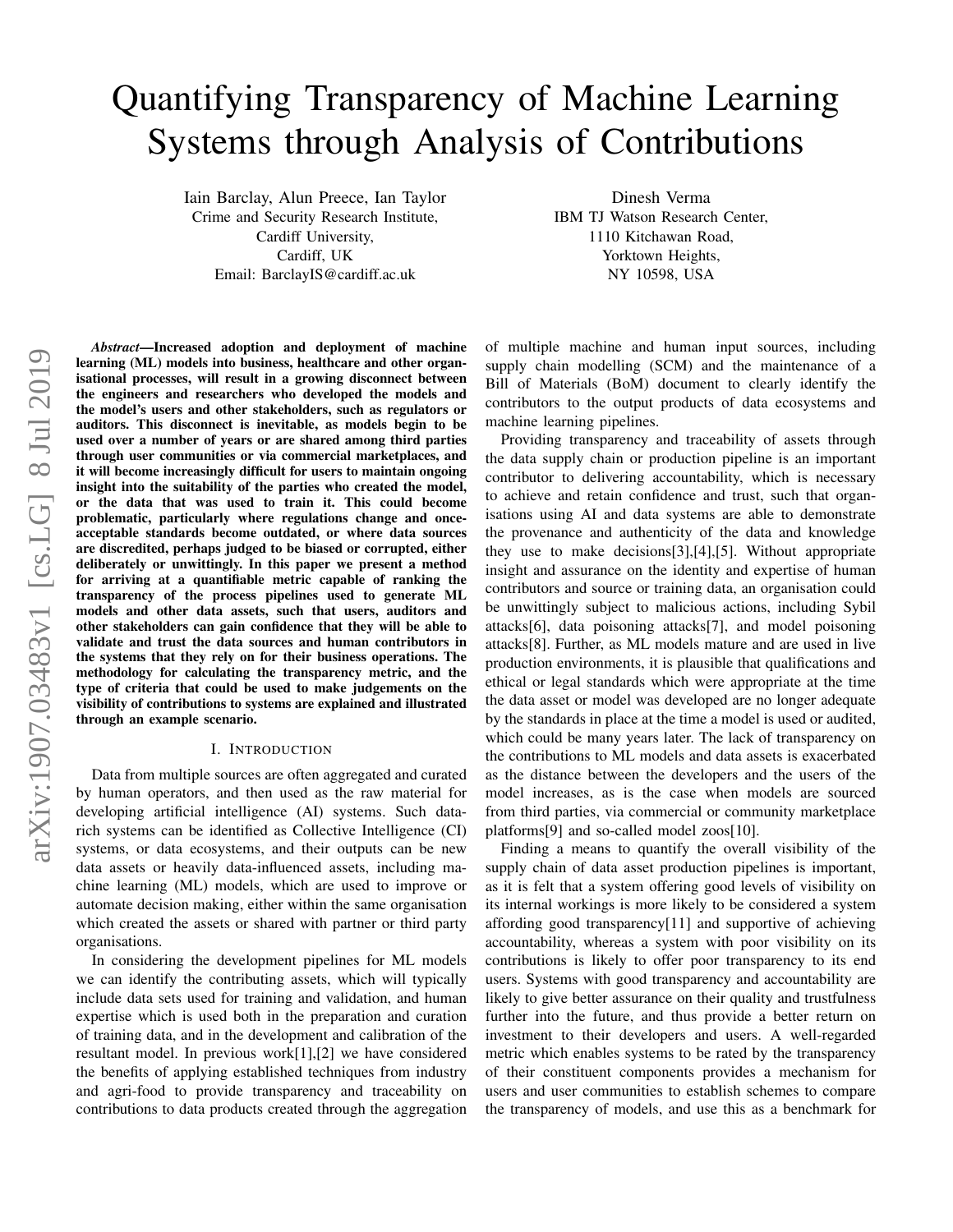# Quantifying Transparency of Machine Learning Systems through Analysis of Contributions

Iain Barclay, Alun Preece, Ian Taylor
Crime and Security Research Institute,
Cardiff University,
Cardiff, UK
Email: BarclayIS@cardiff.ac.uk

Dinesh Verma
IBM TJ Watson Research Center,
1110 Kitchawan Road,
Yorktown Heights,
NY 10598, USA

***Abstract*—Increased adoption and deployment of machine learning (ML) models into business, healthcare and other organisational processes, will result in a growing disconnect between the engineers and researchers who developed the models and the model's users and other stakeholders, such as regulators or auditors. This disconnect is inevitable, as models begin to be used over a number of years or are shared among third parties through user communities or via commercial marketplaces, and it will become increasingly difficult for users to maintain ongoing insight into the suitability of the parties who created the model, or the data that was used to train it. This could become problematic, particularly where regulations change and once-acceptable standards become outdated, or where data sources are discredited, perhaps judged to be biased or corrupted, either deliberately or unwittingly. In this paper we present a method for arriving at a quantifiable metric capable of ranking the transparency of the process pipelines used to generate ML models and other data assets, such that users, auditors and other stakeholders can gain confidence that they will be able to validate and trust the data sources and human contributors in the systems that they rely on for their business operations. The methodology for calculating the transparency metric, and the type of criteria that could be used to make judgements on the visibility of contributions to systems are explained and illustrated through an example scenario.**

## I. Introduction

Data from multiple sources are often aggregated and curated by human operators, and then used as the raw material for developing artificial intelligence (AI) systems. Such data-rich systems can be identified as Collective Intelligence (CI) systems, or data ecosystems, and their outputs can be new data assets or heavily data-influenced assets, including machine learning (ML) models, which are used to improve or automate decision making, either within the same organisation which created the assets or shared with partner or third party organisations.

In considering the development pipelines for ML models we can identify the contributing assets, which will typically include data sets used for training and validation, and human expertise which is used both in the preparation and curation of training data, and in the development and calibration of the resultant model. In previous work[1],[2] we have considered the benefits of applying established techniques from industry and agri-food to provide transparency and traceability on contributions to data products created through the aggregation of multiple machine and human input sources, including supply chain modelling (SCM) and the maintenance of a Bill of Materials (BoM) document to clearly identify the contributors to the output products of data ecosystems and machine learning pipelines.

Providing transparency and traceability of assets through the data supply chain or production pipeline is an important contributor to delivering accountability, which is necessary to achieve and retain confidence and trust, such that organisations using AI and data systems are able to demonstrate the provenance and authenticity of the data and knowledge they use to make decisions[3],[4],[5]. Without appropriate insight and assurance on the identity and expertise of human contributors and source or training data, an organisation could be unwittingly subject to malicious actions, including Sybil attacks[6], data poisoning attacks[7], and model poisoning attacks[8]. Further, as ML models mature and are used in live production environments, it is plausible that qualifications and ethical or legal standards which were appropriate at the time the data asset or model was developed are no longer adequate by the standards in place at the time a model is used or audited, which could be many years later. The lack of transparency on the contributions to ML models and data assets is exacerbated as the distance between the developers and the users of the model increases, as is the case when models are sourced from third parties, via commercial or community marketplace platforms[9] and so-called model zoos[10].

Finding a means to quantify the overall visibility of the supply chain of data asset production pipelines is important, as it is felt that a system offering good levels of visibility on its internal workings is more likely to be considered a system affording good transparency[11] and supportive of achieving accountability, whereas a system with poor visibility on its contributions is likely to offer poor transparency to its end users. Systems with good transparency and accountability are likely to give better assurance on their quality and trustfulness further into the future, and thus provide a better return on investment to their developers and users. A well-regarded metric which enables systems to be rated by the transparency of their constituent components provides a mechanism for users and user communities to establish schemes to compare the transparency of models, and use this as a benchmark for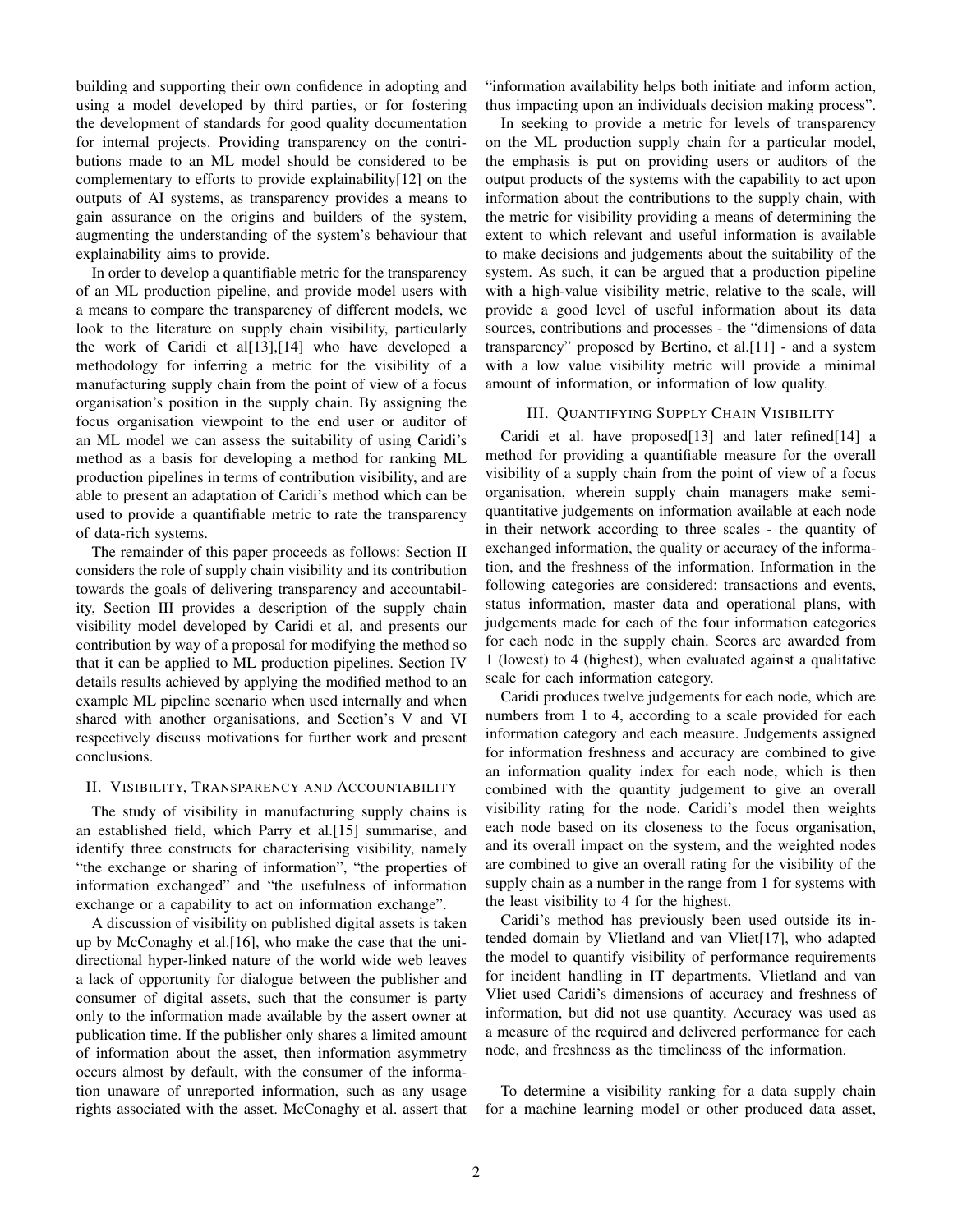building and supporting their own confidence in adopting and using a model developed by third parties, or for fostering the development of standards for good quality documentation for internal projects. Providing transparency on the contributions made to an ML model should be considered to be complementary to efforts to provide explainability[12] on the outputs of AI systems, as transparency provides a means to gain assurance on the origins and builders of the system, augmenting the understanding of the system's behaviour that explainability aims to provide.

In order to develop a quantifiable metric for the transparency of an ML production pipeline, and provide model users with a means to compare the transparency of different models, we look to the literature on supply chain visibility, particularly the work of Caridi et al[13],[14] who have developed a methodology for inferring a metric for the visibility of a manufacturing supply chain from the point of view of a focus organisation's position in the supply chain. By assigning the focus organisation viewpoint to the end user or auditor of an ML model we can assess the suitability of using Caridi's method as a basis for developing a method for ranking ML production pipelines in terms of contribution visibility, and are able to present an adaptation of Caridi's method which can be used to provide a quantifiable metric to rate the transparency of data-rich systems.

The remainder of this paper proceeds as follows: Section II considers the role of supply chain visibility and its contribution towards the goals of delivering transparency and accountability, Section III provides a description of the supply chain visibility model developed by Caridi et al, and presents our contribution by way of a proposal for modifying the method so that it can be applied to ML production pipelines. Section IV details results achieved by applying the modified method to an example ML pipeline scenario when used internally and when shared with another organisations, and Section's V and VI respectively discuss motivations for further work and present conclusions.

## II. Visibility, Transparency and Accountability

The study of visibility in manufacturing supply chains is an established field, which Parry et al.[15] summarise, and identify three constructs for characterising visibility, namely "the exchange or sharing of information", "the properties of information exchanged" and "the usefulness of information exchange or a capability to act on information exchange".

A discussion of visibility on published digital assets is taken up by McConaghy et al.[16], who make the case that the unidirectional hyper-linked nature of the world wide web leaves a lack of opportunity for dialogue between the publisher and consumer of digital assets, such that the consumer is party only to the information made available by the assert owner at publication time. If the publisher only shares a limited amount of information about the asset, then information asymmetry occurs almost by default, with the consumer of the information unaware of unreported information, such as any usage rights associated with the asset. McConaghy et al. assert that "information availability helps both initiate and inform action, thus impacting upon an individuals decision making process".

In seeking to provide a metric for levels of transparency on the ML production supply chain for a particular model, the emphasis is put on providing users or auditors of the output products of the systems with the capability to act upon information about the contributions to the supply chain, with the metric for visibility providing a means of determining the extent to which relevant and useful information is available to make decisions and judgements about the suitability of the system. As such, it can be argued that a production pipeline with a high-value visibility metric, relative to the scale, will provide a good level of useful information about its data sources, contributions and processes - the "dimensions of data transparency" proposed by Bertino, et al.[11] - and a system with a low value visibility metric will provide a minimal amount of information, or information of low quality.

## III. Quantifying Supply Chain Visibility

Caridi et al. have proposed[13] and later refined[14] a method for providing a quantifiable measure for the overall visibility of a supply chain from the point of view of a focus organisation, wherein supply chain managers make semi-quantitative judgements on information available at each node in their network according to three scales - the quantity of exchanged information, the quality or accuracy of the information, and the freshness of the information. Information in the following categories are considered: transactions and events, status information, master data and operational plans, with judgements made for each of the four information categories for each node in the supply chain. Scores are awarded from 1 (lowest) to 4 (highest), when evaluated against a qualitative scale for each information category.

Caridi produces twelve judgements for each node, which are numbers from 1 to 4, according to a scale provided for each information category and each measure. Judgements assigned for information freshness and accuracy are combined to give an information quality index for each node, which is then combined with the quantity judgement to give an overall visibility rating for the node. Caridi's model then weights each node based on its closeness to the focus organisation, and its overall impact on the system, and the weighted nodes are combined to give an overall rating for the visibility of the supply chain as a number in the range from 1 for systems with the least visibility to 4 for the highest.

Caridi's method has previously been used outside its intended domain by Vlietland and van Vliet[17], who adapted the model to quantify visibility of performance requirements for incident handling in IT departments. Vlietland and van Vliet used Caridi's dimensions of accuracy and freshness of information, but did not use quantity. Accuracy was used as a measure of the required and delivered performance for each node, and freshness as the timeliness of the information.

To determine a visibility ranking for a data supply chain for a machine learning model or other produced data asset,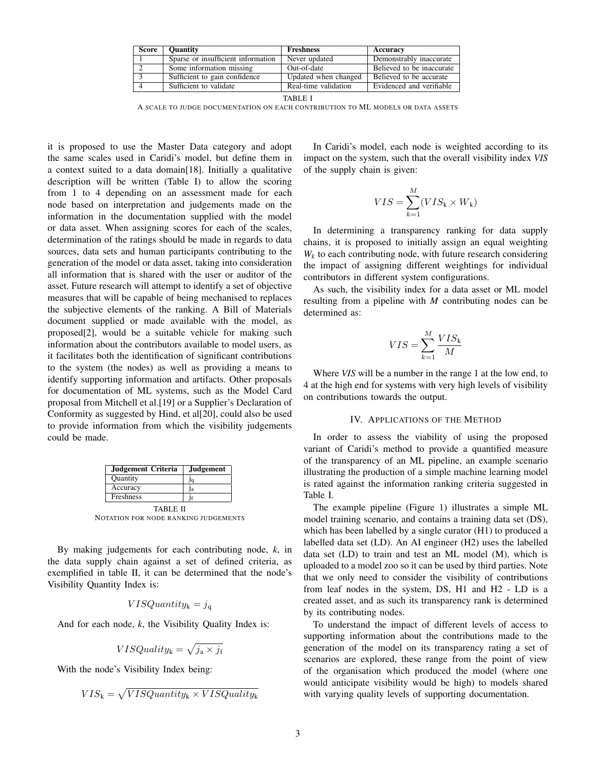| Score | Quantity | Freshness | Accuracy |
|---|---|---|---|
| 1 | Sparse or insufficient information | Never updated | Demonstrably inaccurate |
| 2 | Some information missing | Out-of-date | Believed to be inaccurate |
| 3 | Sufficient to gain confidence | Updated when changed | Believed to be accurate |
| 4 | Sufficient to validate | Real-time validation | Evidenced and verifiable |

TABLE I
A SCALE TO JUDGE DOCUMENTATION ON EACH CONTRIBUTION TO ML MODELS OR DATA ASSETS

it is proposed to use the Master Data category and adopt the same scales used in Caridi's model, but define them in a context suited to a data domain[18]. Initially a qualitative description will be written (Table I) to allow the scoring from 1 to 4 depending on an assessment made for each node based on interpretation and judgements made on the information in the documentation supplied with the model or data asset. When assigning scores for each of the scales, determination of the ratings should be made in regards to data sources, data sets and human participants contributing to the generation of the model or data asset, taking into consideration all information that is shared with the user or auditor of the asset. Future research will attempt to identify a set of objective measures that will be capable of being mechanised to replaces the subjective elements of the ranking. A Bill of Materials document supplied or made available with the model, as proposed[2], would be a suitable vehicle for making such information about the contributors available to model users, as it facilitates both the identification of significant contributions to the system (the nodes) as well as providing a means to identify supporting information and artifacts. Other proposals for documentation of ML systems, such as the Model Card proposal from Mitchell et al.[19] or a Supplier's Declaration of Conformity as suggested by Hind, et al[20], could also be used to provide information from which the visibility judgements could be made.

| Judgement Criteria | Judgement |
|---|---|
| Quantity | $j_q$ |
| Accuracy | $j_a$ |
| Freshness | $j_f$ |

TABLE II
NOTATION FOR NODE RANKING JUDGEMENTS

By making judgements for each contributing node, *k*, in the data supply chain against a set of defined criteria, as exemplified in table II, it can be determined that the node's Visibility Quantity Index is:

$$VISQuantity_k = j_q$$

And for each node, *k*, the Visibility Quality Index is:

$$VISQuality_k = \sqrt{j_a \times j_f}$$

With the node's Visibility Index being:

$$VIS_k = \sqrt{VISQuantity_k \times VISQuality_k}$$

In Caridi's model, each node is weighted according to its impact on the system, such that the overall visibility index *VIS* of the supply chain is given:

$$VIS = \sum_{k=1}^{M} (VIS_k \times W_k)$$

In determining a transparency ranking for data supply chains, it is proposed to initially assign an equal weighting $W_k$ to each contributing node, with future research considering the impact of assigning different weightings for individual contributors in different system configurations.

As such, the visibility index for a data asset or ML model resulting from a pipeline with *M* contributing nodes can be determined as:

$$VIS = \sum_{k=1}^{M} \frac{VIS_k}{M}$$

Where *VIS* will be a number in the range 1 at the low end, to 4 at the high end for systems with very high levels of visibility on contributions towards the output.

## IV. APPLICATIONS OF THE METHOD

In order to assess the viability of using the proposed variant of Caridi's method to provide a quantified measure of the transparency of an ML pipeline, an example scenario illustrating the production of a simple machine learning model is rated against the information ranking criteria suggested in Table I.

The example pipeline (Figure 1) illustrates a simple ML model training scenario, and contains a training data set (DS), which has been labelled by a single curator (H1) to produced a labelled data set (LD). An AI engineer (H2) uses the labelled data set (LD) to train and test an ML model (M), which is uploaded to a model zoo so it can be used by third parties. Note that we only need to consider the visibility of contributions from leaf nodes in the system, DS, H1 and H2 - LD is a created asset, and as such its transparency rank is determined by its contributing nodes.

To understand the impact of different levels of access to supporting information about the contributions made to the generation of the model on its transparency rating a set of scenarios are explored, these range from the point of view of the organisation which produced the model (where one would anticipate visibility would be high) to models shared with varying quality levels of supporting documentation.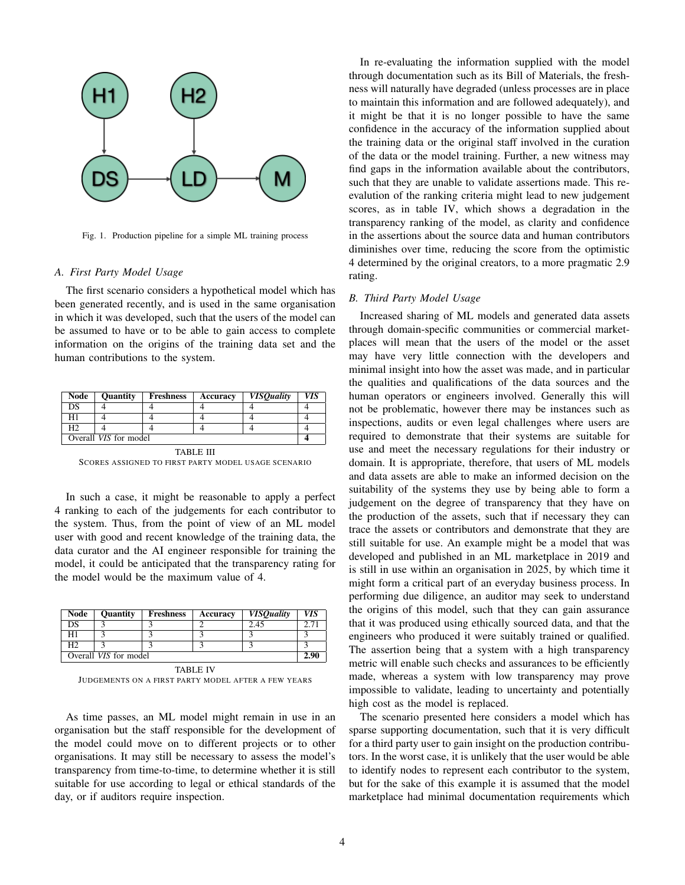Fig. 1. Production pipeline for a simple ML training process

### A. First Party Model Usage

The first scenario considers a hypothetical model which has been generated recently, and is used in the same organisation in which it was developed, such that the users of the model can be assumed to have or to be able to gain access to complete information on the origins of the training data set and the human contributions to the system.

| Node | Quantity | Freshness | Accuracy | *VISQuality* | *VIS* |
|---|---|---|---|---|---|
| DS | 4 | 4 | 4 | 4 | 4 |
| H1 | 4 | 4 | 4 | 4 | 4 |
| H2 | 4 | 4 | 4 | 4 | 4 |
| Overall *VIS* for model | | | | | **4** |

TABLE III
SCORES ASSIGNED TO FIRST PARTY MODEL USAGE SCENARIO

In such a case, it might be reasonable to apply a perfect 4 ranking to each of the judgements for each contributor to the system. Thus, from the point of view of an ML model user with good and recent knowledge of the training data, the data curator and the AI engineer responsible for training the model, it could be anticipated that the transparency rating for the model would be the maximum value of 4.

| Node | Quantity | Freshness | Accuracy | *VISQuality* | *VIS* |
|---|---|---|---|---|---|
| DS | 3 | 3 | 2 | 2.45 | 2.71 |
| H1 | 3 | 3 | 3 | 3 | 3 |
| H2 | 3 | 3 | 3 | 3 | 3 |
| Overall *VIS* for model | | | | | **2.90** |

TABLE IV
JUDGEMENTS ON A FIRST PARTY MODEL AFTER A FEW YEARS

As time passes, an ML model might remain in use in an organisation but the staff responsible for the development of the model could move on to different projects or to other organisations. It may still be necessary to assess the model's transparency from time-to-time, to determine whether it is still suitable for use according to legal or ethical standards of the day, or if auditors require inspection.

In re-evaluating the information supplied with the model through documentation such as its Bill of Materials, the freshness will naturally have degraded (unless processes are in place to maintain this information and are followed adequately), and it might be that it is no longer possible to have the same confidence in the accuracy of the information supplied about the training data or the original staff involved in the curation of the data or the model training. Further, a new witness may find gaps in the information available about the contributors, such that they are unable to validate assertions made. This re-evalution of the ranking criteria might lead to new judgement scores, as in table IV, which shows a degradation in the transparency ranking of the model, as clarity and confidence in the assertions about the source data and human contributors diminishes over time, reducing the score from the optimistic 4 determined by the original creators, to a more pragmatic 2.9 rating.

### B. Third Party Model Usage

Increased sharing of ML models and generated data assets through domain-specific communities or commercial marketplaces will mean that the users of the model or the asset may have very little connection with the developers and minimal insight into how the asset was made, and in particular the qualities and qualifications of the data sources and the human operators or engineers involved. Generally this will not be problematic, however there may be instances such as inspections, audits or even legal challenges where users are required to demonstrate that their systems are suitable for use and meet the necessary regulations for their industry or domain. It is appropriate, therefore, that users of ML models and data assets are able to make an informed decision on the suitability of the systems they use by being able to form a judgement on the degree of transparency that they have on the production of the assets, such that if necessary they can trace the assets or contributors and demonstrate that they are still suitable for use. An example might be a model that was developed and published in an ML marketplace in 2019 and is still in use within an organisation in 2025, by which time it might form a critical part of an everyday business process. In performing due diligence, an auditor may seek to understand the origins of this model, such that they can gain assurance that it was produced using ethically sourced data, and that the engineers who produced it were suitably trained or qualified. The assertion being that a system with a high transparency metric will enable such checks and assurances to be efficiently made, whereas a system with low transparency may prove impossible to validate, leading to uncertainty and potentially high cost as the model is replaced.

The scenario presented here considers a model which has sparse supporting documentation, such that it is very difficult for a third party user to gain insight on the production contributors. In the worst case, it is unlikely that the user would be able to identify nodes to represent each contributor to the system, but for the sake of this example it is assumed that the model marketplace had minimal documentation requirements which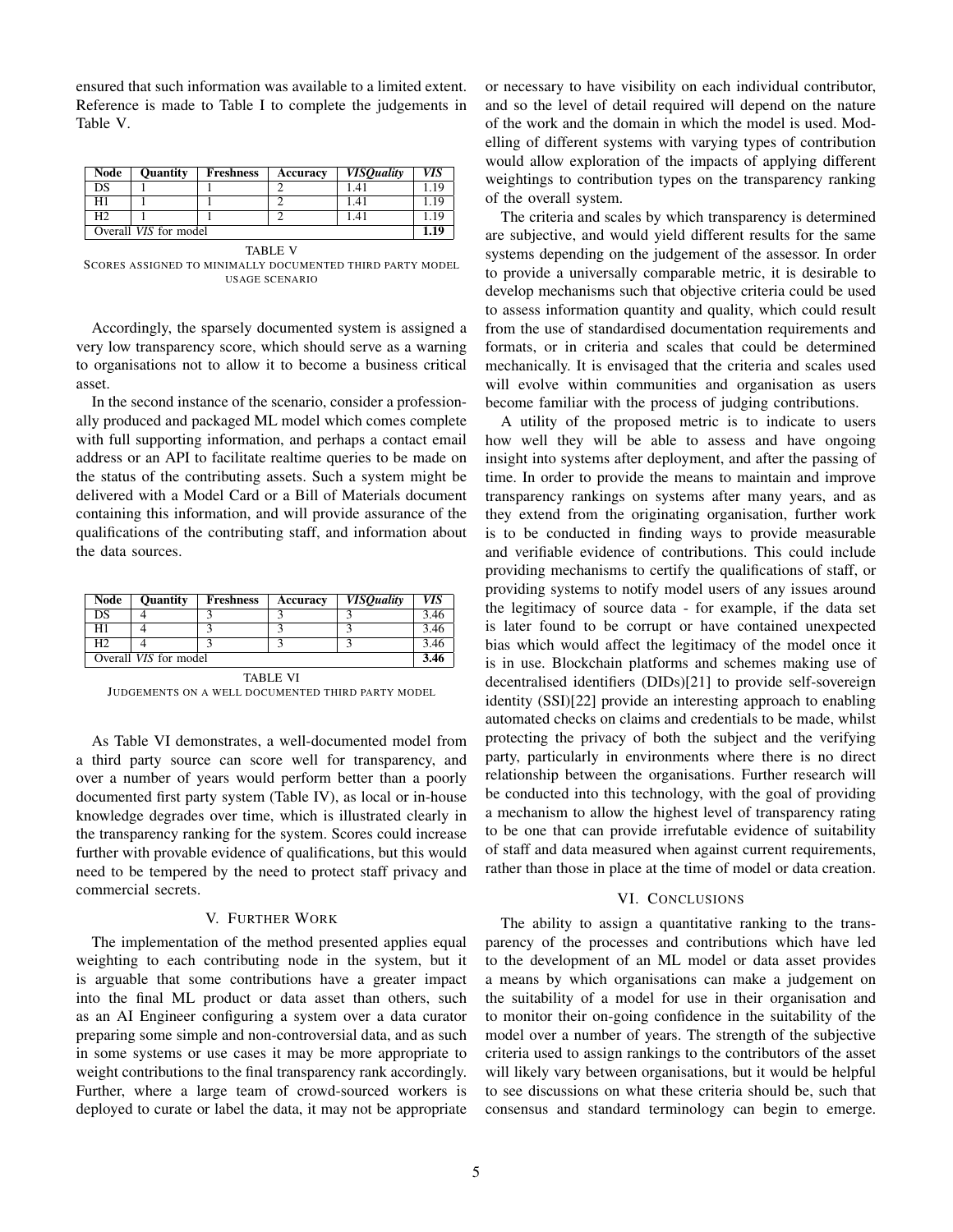ensured that such information was available to a limited extent. Reference is made to Table I to complete the judgements in Table V.

| Node | Quantity | Freshness | Accuracy | *VISQuality* | *VIS* |
|---|---|---|---|---|---|
| DS | 1 | 1 | 2 | 1.41 | 1.19 |
| H1 | 1 | 1 | 2 | 1.41 | 1.19 |
| H2 | 1 | 1 | 2 | 1.41 | 1.19 |
| Overall *VIS* for model | | | | | **1.19** |

TABLE V
SCORES ASSIGNED TO MINIMALLY DOCUMENTED THIRD PARTY MODEL USAGE SCENARIO

Accordingly, the sparsely documented system is assigned a very low transparency score, which should serve as a warning to organisations not to allow it to become a business critical asset.

In the second instance of the scenario, consider a professionally produced and packaged ML model which comes complete with full supporting information, and perhaps a contact email address or an API to facilitate realtime queries to be made on the status of the contributing assets. Such a system might be delivered with a Model Card or a Bill of Materials document containing this information, and will provide assurance of the qualifications of the contributing staff, and information about the data sources.

| Node | Quantity | Freshness | Accuracy | *VISQuality* | *VIS* |
|---|---|---|---|---|---|
| DS | 4 | 3 | 3 | 3 | 3.46 |
| H1 | 4 | 3 | 3 | 3 | 3.46 |
| H2 | 4 | 3 | 3 | 3 | 3.46 |
| Overall *VIS* for model | | | | | **3.46** |

TABLE VI
JUDGEMENTS ON A WELL DOCUMENTED THIRD PARTY MODEL

As Table VI demonstrates, a well-documented model from a third party source can score well for transparency, and over a number of years would perform better than a poorly documented first party system (Table IV), as local or in-house knowledge degrades over time, which is illustrated clearly in the transparency ranking for the system. Scores could increase further with provable evidence of qualifications, but this would need to be tempered by the need to protect staff privacy and commercial secrets.

## V. Further Work

The implementation of the method presented applies equal weighting to each contributing node in the system, but it is arguable that some contributions have a greater impact into the final ML product or data asset than others, such as an AI Engineer configuring a system over a data curator preparing some simple and non-controversial data, and as such in some systems or use cases it may be more appropriate to weight contributions to the final transparency rank accordingly. Further, where a large team of crowd-sourced workers is deployed to curate or label the data, it may not be appropriate or necessary to have visibility on each individual contributor, and so the level of detail required will depend on the nature of the work and the domain in which the model is used. Modelling of different systems with varying types of contribution would allow exploration of the impacts of applying different weightings to contribution types on the transparency ranking of the overall system.

The criteria and scales by which transparency is determined are subjective, and would yield different results for the same systems depending on the judgement of the assessor. In order to provide a universally comparable metric, it is desirable to develop mechanisms such that objective criteria could be used to assess information quantity and quality, which could result from the use of standardised documentation requirements and formats, or in criteria and scales that could be determined mechanically. It is envisaged that the criteria and scales used will evolve within communities and organisation as users become familiar with the process of judging contributions.

A utility of the proposed metric is to indicate to users how well they will be able to assess and have ongoing insight into systems after deployment, and after the passing of time. In order to provide the means to maintain and improve transparency rankings on systems after many years, and as they extend from the originating organisation, further work is to be conducted in finding ways to provide measurable and verifiable evidence of contributions. This could include providing mechanisms to certify the qualifications of staff, or providing systems to notify model users of any issues around the legitimacy of source data - for example, if the data set is later found to be corrupt or have contained unexpected bias which would affect the legitimacy of the model once it is in use. Blockchain platforms and schemes making use of decentralised identifiers (DIDs)[21] to provide self-sovereign identity (SSI)[22] provide an interesting approach to enabling automated checks on claims and credentials to be made, whilst protecting the privacy of both the subject and the verifying party, particularly in environments where there is no direct relationship between the organisations. Further research will be conducted into this technology, with the goal of providing a mechanism to allow the highest level of transparency rating to be one that can provide irrefutable evidence of suitability of staff and data measured when against current requirements, rather than those in place at the time of model or data creation.

## VI. Conclusions

The ability to assign a quantitative ranking to the transparency of the processes and contributions which have led to the development of an ML model or data asset provides a means by which organisations can make a judgement on the suitability of a model for use in their organisation and to monitor their on-going confidence in the suitability of the model over a number of years. The strength of the subjective criteria used to assign rankings to the contributors of the asset will likely vary between organisations, but it would be helpful to see discussions on what these criteria should be, such that consensus and standard terminology can begin to emerge.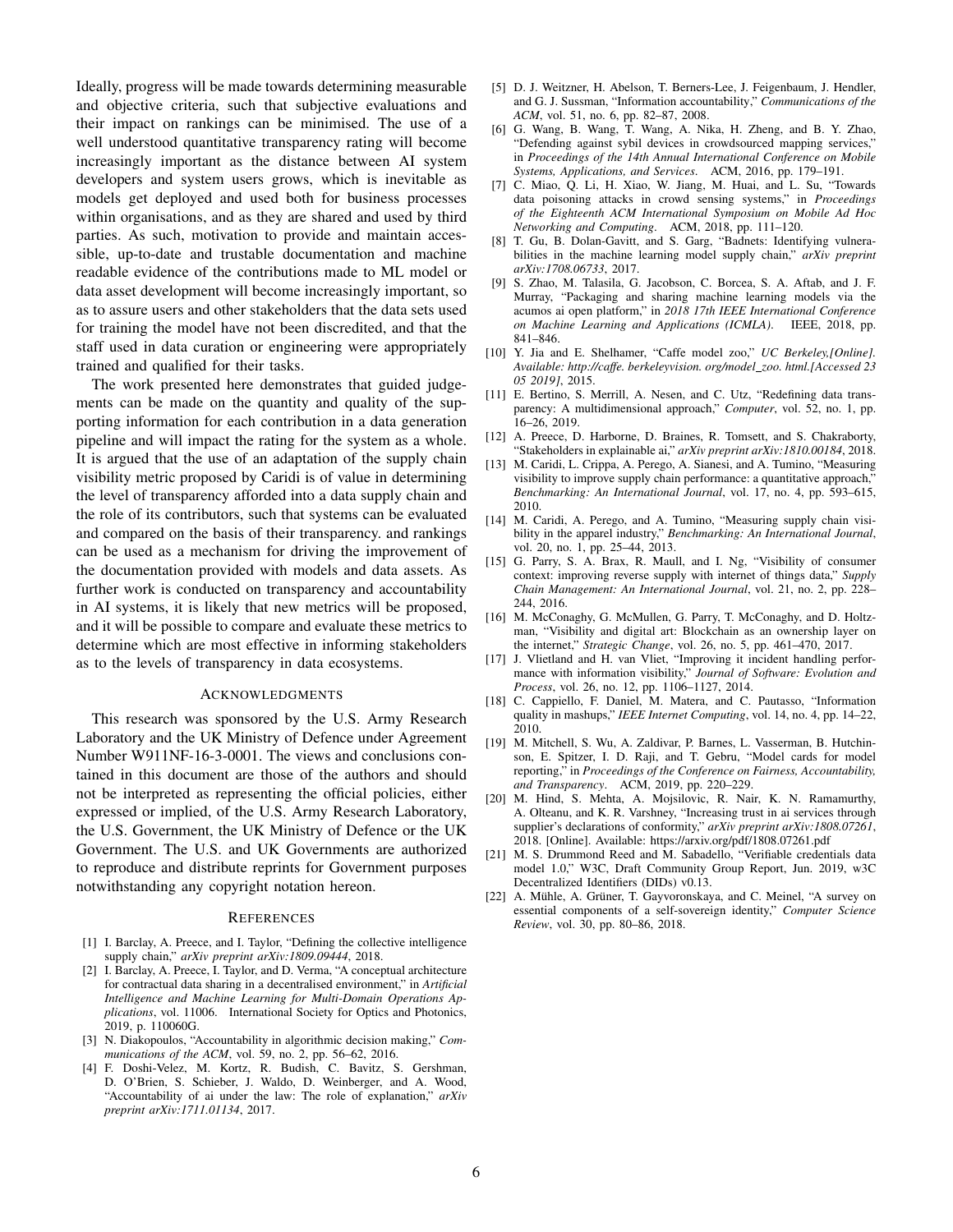Ideally, progress will be made towards determining measurable and objective criteria, such that subjective evaluations and their impact on rankings can be minimised. The use of a well understood quantitative transparency rating will become increasingly important as the distance between AI system developers and system users grows, which is inevitable as models get deployed and used both for business processes within organisations, and as they are shared and used by third parties. As such, motivation to provide and maintain accessible, up-to-date and trustable documentation and machine readable evidence of the contributions made to ML model or data asset development will become increasingly important, so as to assure users and other stakeholders that the data sets used for training the model have not been discredited, and that the staff used in data curation or engineering were appropriately trained and qualified for their tasks.

The work presented here demonstrates that guided judgements can be made on the quantity and quality of the supporting information for each contribution in a data generation pipeline and will impact the rating for the system as a whole. It is argued that the use of an adaptation of the supply chain visibility metric proposed by Caridi is of value in determining the level of transparency afforded into a data supply chain and the role of its contributors, such that systems can be evaluated and compared on the basis of their transparency. and rankings can be used as a mechanism for driving the improvement of the documentation provided with models and data assets. As further work is conducted on transparency and accountability in AI systems, it is likely that new metrics will be proposed, and it will be possible to compare and evaluate these metrics to determine which are most effective in informing stakeholders as to the levels of transparency in data ecosystems.

## Acknowledgments

This research was sponsored by the U.S. Army Research Laboratory and the UK Ministry of Defence under Agreement Number W911NF-16-3-0001. The views and conclusions contained in this document are those of the authors and should not be interpreted as representing the official policies, either expressed or implied, of the U.S. Army Research Laboratory, the U.S. Government, the UK Ministry of Defence or the UK Government. The U.S. and UK Governments are authorized to reproduce and distribute reprints for Government purposes notwithstanding any copyright notation hereon.

## References

[1] I. Barclay, A. Preece, and I. Taylor, "Defining the collective intelligence supply chain," *arXiv preprint arXiv:1809.09444*, 2018.

[2] I. Barclay, A. Preece, I. Taylor, and D. Verma, "A conceptual architecture for contractual data sharing in a decentralised environment," in *Artificial Intelligence and Machine Learning for Multi-Domain Operations Applications*, vol. 11006. International Society for Optics and Photonics, 2019, p. 110060G.

[3] N. Diakopoulos, "Accountability in algorithmic decision making," *Communications of the ACM*, vol. 59, no. 2, pp. 56–62, 2016.

[4] F. Doshi-Velez, M. Kortz, R. Budish, C. Bavitz, S. Gershman, D. O'Brien, S. Schieber, J. Waldo, D. Weinberger, and A. Wood, "Accountability of ai under the law: The role of explanation," *arXiv preprint arXiv:1711.01134*, 2017.

[5] D. J. Weitzner, H. Abelson, T. Berners-Lee, J. Feigenbaum, J. Hendler, and G. J. Sussman, "Information accountability," *Communications of the ACM*, vol. 51, no. 6, pp. 82–87, 2008.

[6] G. Wang, B. Wang, T. Wang, A. Nika, H. Zheng, and B. Y. Zhao, "Defending against sybil devices in crowdsourced mapping services," in *Proceedings of the 14th Annual International Conference on Mobile Systems, Applications, and Services*. ACM, 2016, pp. 179–191.

[7] C. Miao, Q. Li, H. Xiao, W. Jiang, M. Huai, and L. Su, "Towards data poisoning attacks in crowd sensing systems," in *Proceedings of the Eighteenth ACM International Symposium on Mobile Ad Hoc Networking and Computing*. ACM, 2018, pp. 111–120.

[8] T. Gu, B. Dolan-Gavitt, and S. Garg, "Badnets: Identifying vulnerabilities in the machine learning model supply chain," *arXiv preprint arXiv:1708.06733*, 2017.

[9] S. Zhao, M. Talasila, G. Jacobson, C. Borcea, S. A. Aftab, and J. F. Murray, "Packaging and sharing machine learning models via the acumos ai open platform," in *2018 17th IEEE International Conference on Machine Learning and Applications (ICMLA)*. IEEE, 2018, pp. 841–846.

[10] Y. Jia and E. Shelhamer, "Caffe model zoo," *UC Berkeley,[Online]. Available: http://caffe. berkeleyvision. org/model_zoo. html.[Accessed 23 05 2019]*, 2015.

[11] E. Bertino, S. Merrill, A. Nesen, and C. Utz, "Redefining data transparency: A multidimensional approach," *Computer*, vol. 52, no. 1, pp. 16–26, 2019.

[12] A. Preece, D. Harborne, D. Braines, R. Tomsett, and S. Chakraborty, "Stakeholders in explainable ai," *arXiv preprint arXiv:1810.00184*, 2018.

[13] M. Caridi, L. Crippa, A. Perego, A. Sianesi, and A. Tumino, "Measuring visibility to improve supply chain performance: a quantitative approach," *Benchmarking: An International Journal*, vol. 17, no. 4, pp. 593–615, 2010.

[14] M. Caridi, A. Perego, and A. Tumino, "Measuring supply chain visibility in the apparel industry," *Benchmarking: An International Journal*, vol. 20, no. 1, pp. 25–44, 2013.

[15] G. Parry, S. A. Brax, R. Maull, and I. Ng, "Visibility of consumer context: improving reverse supply with internet of things data," *Supply Chain Management: An International Journal*, vol. 21, no. 2, pp. 228–244, 2016.

[16] M. McConaghy, G. McMullen, G. Parry, T. McConaghy, and D. Holtzman, "Visibility and digital art: Blockchain as an ownership layer on the internet," *Strategic Change*, vol. 26, no. 5, pp. 461–470, 2017.

[17] J. Vlietland and H. van Vliet, "Improving it incident handling performance with information visibility," *Journal of Software: Evolution and Process*, vol. 26, no. 12, pp. 1106–1127, 2014.

[18] C. Cappiello, F. Daniel, M. Matera, and C. Pautasso, "Information quality in mashups," *IEEE Internet Computing*, vol. 14, no. 4, pp. 14–22, 2010.

[19] M. Mitchell, S. Wu, A. Zaldivar, P. Barnes, L. Vasserman, B. Hutchinson, E. Spitzer, I. D. Raji, and T. Gebru, "Model cards for model reporting," in *Proceedings of the Conference on Fairness, Accountability, and Transparency*. ACM, 2019, pp. 220–229.

[20] M. Hind, S. Mehta, A. Mojsilovic, R. Nair, K. N. Ramamurthy, A. Olteanu, and K. R. Varshney, "Increasing trust in ai services through supplier's declarations of conformity," *arXiv preprint arXiv:1808.07261*, 2018. [Online]. Available: https://arxiv.org/pdf/1808.07261.pdf

[21] M. S. Drummond Reed and M. Sabadello, "Verifiable credentials data model 1.0," W3C, Draft Community Group Report, Jun. 2019, w3C Decentralized Identifiers (DIDs) v0.13.

[22] A. Mühle, A. Grüner, T. Gayvoronskaya, and C. Meinel, "A survey on essential components of a self-sovereign identity," *Computer Science Review*, vol. 30, pp. 80–86, 2018.